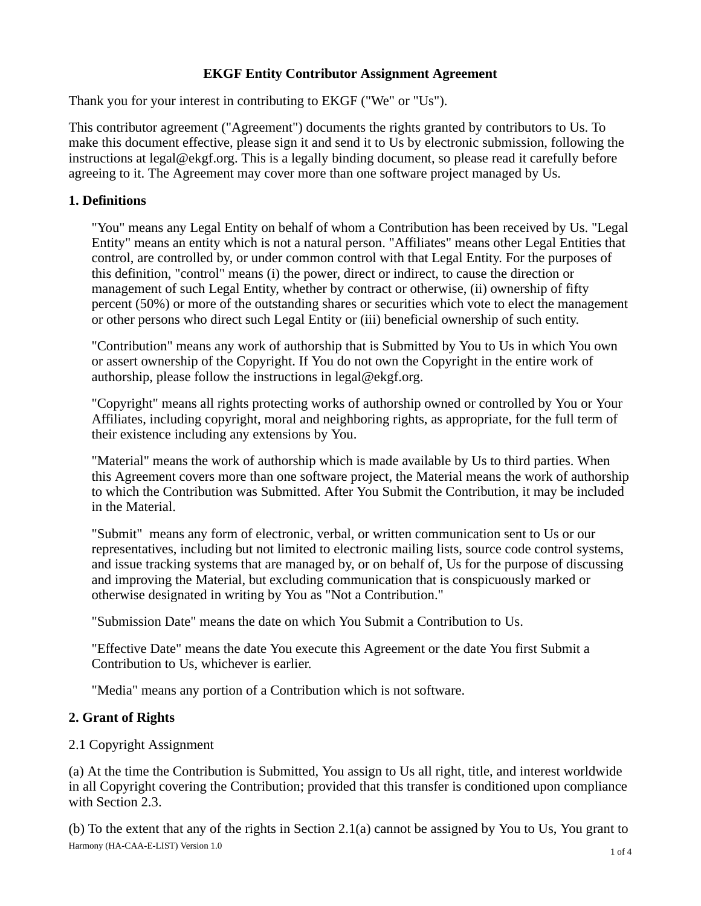# EKGF Entity Contributor Assignment Agreement

Thank you for your interest in contributing to EKGF ("We" or "Us").

This contributor agreement ("Agreement") documents the rights granted by contributors to Us. To make this document effective, please sign it and send it to Us by electronic submission, following the instructions at legal@ekgf.org. This is a legally binding document, so please read it carefully before agreeing to it. The Agreement may cover more than one software project managed by Us.

## 1. Definitions

"You" means any Legal Entity on behalf of whom a Contribution has been received by Us. "Legal Entity" means an entity which is not a natural person. "Affiliates" means other Legal Entities that control, are controlled by, or under common control with that Legal Entity. For the purposes of this definition, "control" means (i) the power, direct or indirect, to cause the direction or management of such Legal Entity, whether by contract or otherwise, (ii) ownership of fifty percent (50%) or more of the outstanding shares or securities which vote to elect the management or other persons who direct such Legal Entity or (iii) beneficial ownership of such entity.

"Contribution" means any work of authorship that is Submitted by You to Us in which You own or assert ownership of the Copyright. If You do not own the Copyright in the entire work of authorship, please follow the instructions in legal@ekgf.org.

"Copyright" means all rights protecting works of authorship owned or controlled by You or Your Affiliates, including copyright, moral and neighboring rights, as appropriate, for the full term of their existence including any extensions by You.

"Material" means the work of authorship which is made available by Us to third parties. When this Agreement covers more than one software project, the Material means the work of authorship to which the Contribution was Submitted. After You Submit the Contribution, it may be included in the Material.

"Submit" means any form of electronic, verbal, or written communication sent to Us or our representatives, including but not limited to electronic mailing lists, source code control systems, and issue tracking systems that are managed by, or on behalf of, Us for the purpose of discussing and improving the Material, but excluding communication that is conspicuously marked or otherwise designated in writing by You as "Not a Contribution."

"Submission Date" means the date on which You Submit a Contribution to Us.

"Effective Date" means the date You execute this Agreement or the date You first Submit a Contribution to Us, whichever is earlier.

"Media" means any portion of a Contribution which is not software.

## 2. Grant of Rights

2.1 Copyright Assignment

(a) At the time the Contribution is Submitted, You assign to Us all right, title, and interest worldwide in all Copyright covering the Contribution; provided that this transfer is conditioned upon compliance with Section 2.3.

(b) To the extent that any of the rights in Section 2.1(a) cannot be assigned by You to Us, You grant to

Harmony (HA-CAA-E-LIST) Version 1.0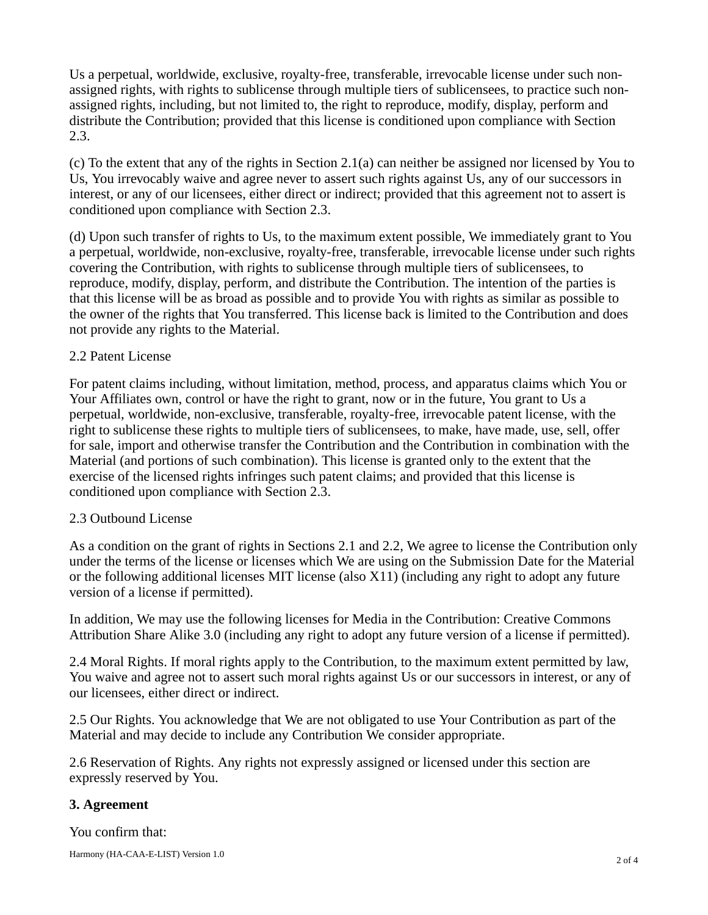Us a perpetual, worldwide, exclusive, royalty-free, transferable, irrevocable license under such non-assigned rights, with rights to sublicense through multiple tiers of sublicensees, to practice such non-assigned rights, including, but not limited to, the right to reproduce, modify, display, perform and distribute the Contribution; provided that this license is conditioned upon compliance with Section 2.3.

(c) To the extent that any of the rights in Section 2.1(a) can neither be assigned nor licensed by You to Us, You irrevocably waive and agree never to assert such rights against Us, any of our successors in interest, or any of our licensees, either direct or indirect; provided that this agreement not to assert is conditioned upon compliance with Section 2.3.

(d) Upon such transfer of rights to Us, to the maximum extent possible, We immediately grant to You a perpetual, worldwide, non-exclusive, royalty-free, transferable, irrevocable license under such rights covering the Contribution, with rights to sublicense through multiple tiers of sublicensees, to reproduce, modify, display, perform, and distribute the Contribution. The intention of the parties is that this license will be as broad as possible and to provide You with rights as similar as possible to the owner of the rights that You transferred. This license back is limited to the Contribution and does not provide any rights to the Material.

2.2 Patent License

For patent claims including, without limitation, method, process, and apparatus claims which You or Your Affiliates own, control or have the right to grant, now or in the future, You grant to Us a perpetual, worldwide, non-exclusive, transferable, royalty-free, irrevocable patent license, with the right to sublicense these rights to multiple tiers of sublicensees, to make, have made, use, sell, offer for sale, import and otherwise transfer the Contribution and the Contribution in combination with the Material (and portions of such combination). This license is granted only to the extent that the exercise of the licensed rights infringes such patent claims; and provided that this license is conditioned upon compliance with Section 2.3.

2.3 Outbound License

As a condition on the grant of rights in Sections 2.1 and 2.2, We agree to license the Contribution only under the terms of the license or licenses which We are using on the Submission Date for the Material or the following additional licenses MIT license (also X11) (including any right to adopt any future version of a license if permitted).

In addition, We may use the following licenses for Media in the Contribution: Creative Commons Attribution Share Alike 3.0 (including any right to adopt any future version of a license if permitted).

2.4 Moral Rights. If moral rights apply to the Contribution, to the maximum extent permitted by law, You waive and agree not to assert such moral rights against Us or our successors in interest, or any of our licensees, either direct or indirect.

2.5 Our Rights. You acknowledge that We are not obligated to use Your Contribution as part of the Material and may decide to include any Contribution We consider appropriate.

2.6 Reservation of Rights. Any rights not expressly assigned or licensed under this section are expressly reserved by You.

**3. Agreement**

You confirm that: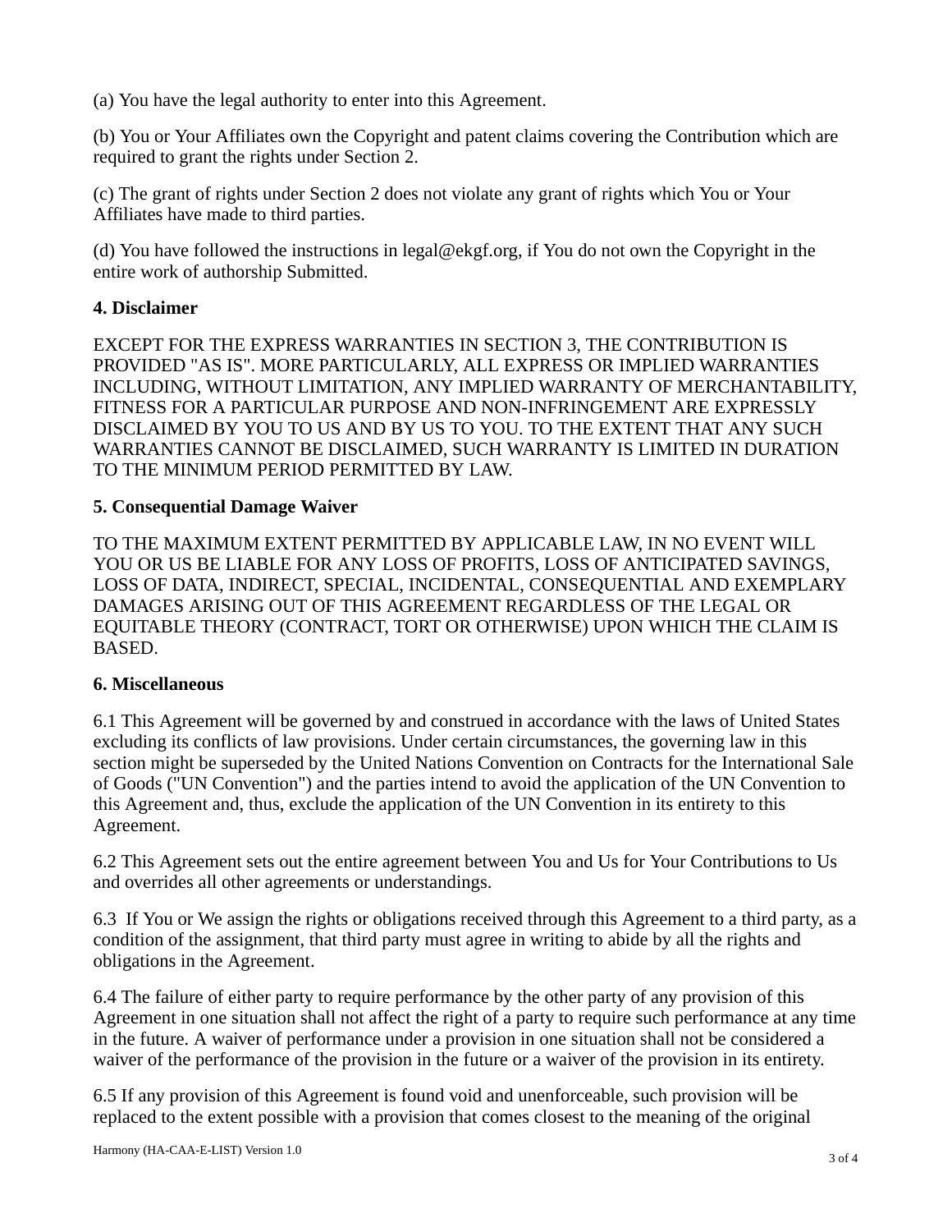(a) You have the legal authority to enter into this Agreement.

(b) You or Your Affiliates own the Copyright and patent claims covering the Contribution which are required to grant the rights under Section 2.

(c) The grant of rights under Section 2 does not violate any grant of rights which You or Your Affiliates have made to third parties.

(d) You have followed the instructions in legal@ekgf.org, if You do not own the Copyright in the entire work of authorship Submitted.

**4. Disclaimer**

EXCEPT FOR THE EXPRESS WARRANTIES IN SECTION 3, THE CONTRIBUTION IS PROVIDED "AS IS". MORE PARTICULARLY, ALL EXPRESS OR IMPLIED WARRANTIES INCLUDING, WITHOUT LIMITATION, ANY IMPLIED WARRANTY OF MERCHANTABILITY, FITNESS FOR A PARTICULAR PURPOSE AND NON-INFRINGEMENT ARE EXPRESSLY DISCLAIMED BY YOU TO US AND BY US TO YOU. TO THE EXTENT THAT ANY SUCH WARRANTIES CANNOT BE DISCLAIMED, SUCH WARRANTY IS LIMITED IN DURATION TO THE MINIMUM PERIOD PERMITTED BY LAW.

**5. Consequential Damage Waiver**

TO THE MAXIMUM EXTENT PERMITTED BY APPLICABLE LAW, IN NO EVENT WILL YOU OR US BE LIABLE FOR ANY LOSS OF PROFITS, LOSS OF ANTICIPATED SAVINGS, LOSS OF DATA, INDIRECT, SPECIAL, INCIDENTAL, CONSEQUENTIAL AND EXEMPLARY DAMAGES ARISING OUT OF THIS AGREEMENT REGARDLESS OF THE LEGAL OR EQUITABLE THEORY (CONTRACT, TORT OR OTHERWISE) UPON WHICH THE CLAIM IS BASED.

**6. Miscellaneous**

6.1 This Agreement will be governed by and construed in accordance with the laws of United States excluding its conflicts of law provisions. Under certain circumstances, the governing law in this section might be superseded by the United Nations Convention on Contracts for the International Sale of Goods ("UN Convention") and the parties intend to avoid the application of the UN Convention to this Agreement and, thus, exclude the application of the UN Convention in its entirety to this Agreement.

6.2 This Agreement sets out the entire agreement between You and Us for Your Contributions to Us and overrides all other agreements or understandings.

6.3 If You or We assign the rights or obligations received through this Agreement to a third party, as a condition of the assignment, that third party must agree in writing to abide by all the rights and obligations in the Agreement.

6.4 The failure of either party to require performance by the other party of any provision of this Agreement in one situation shall not affect the right of a party to require such performance at any time in the future. A waiver of performance under a provision in one situation shall not be considered a waiver of the performance of the provision in the future or a waiver of the provision in its entirety.

6.5 If any provision of this Agreement is found void and unenforceable, such provision will be replaced to the extent possible with a provision that comes closest to the meaning of the original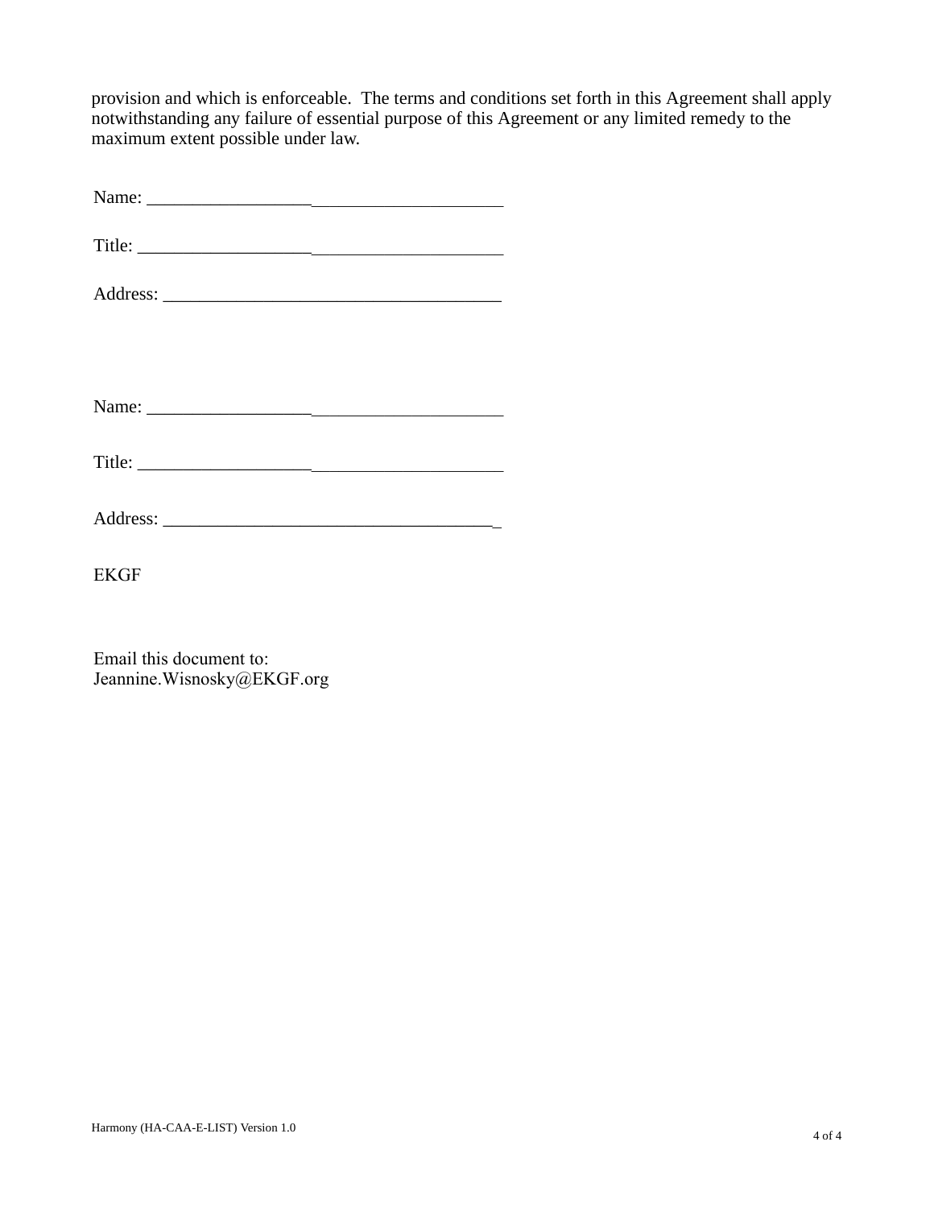provision and which is enforceable. The terms and conditions set forth in this Agreement shall apply notwithstanding any failure of essential purpose of this Agreement or any limited remedy to the maximum extent possible under law.

Name: ________________________________________

Title: ________________________________________

Address: ______________________________________

Name: ________________________________________

Title: ________________________________________

Address: ______________________________________

EKGF

Email this document to:
Jeannine.Wisnosky@EKGF.org